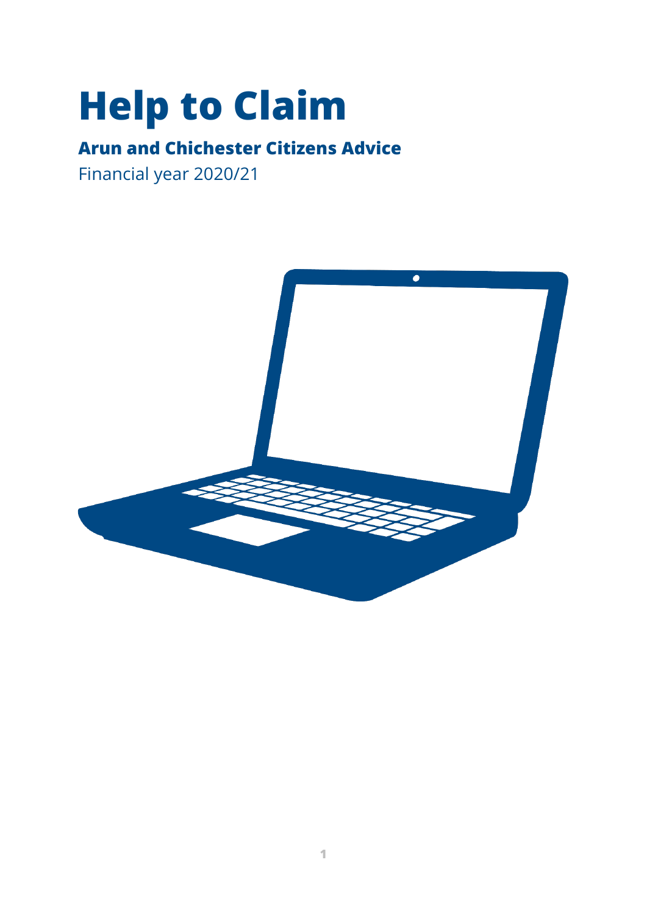# Help to Claim

**Arun and Chichester Citizens Advice**

Financial year 2020/21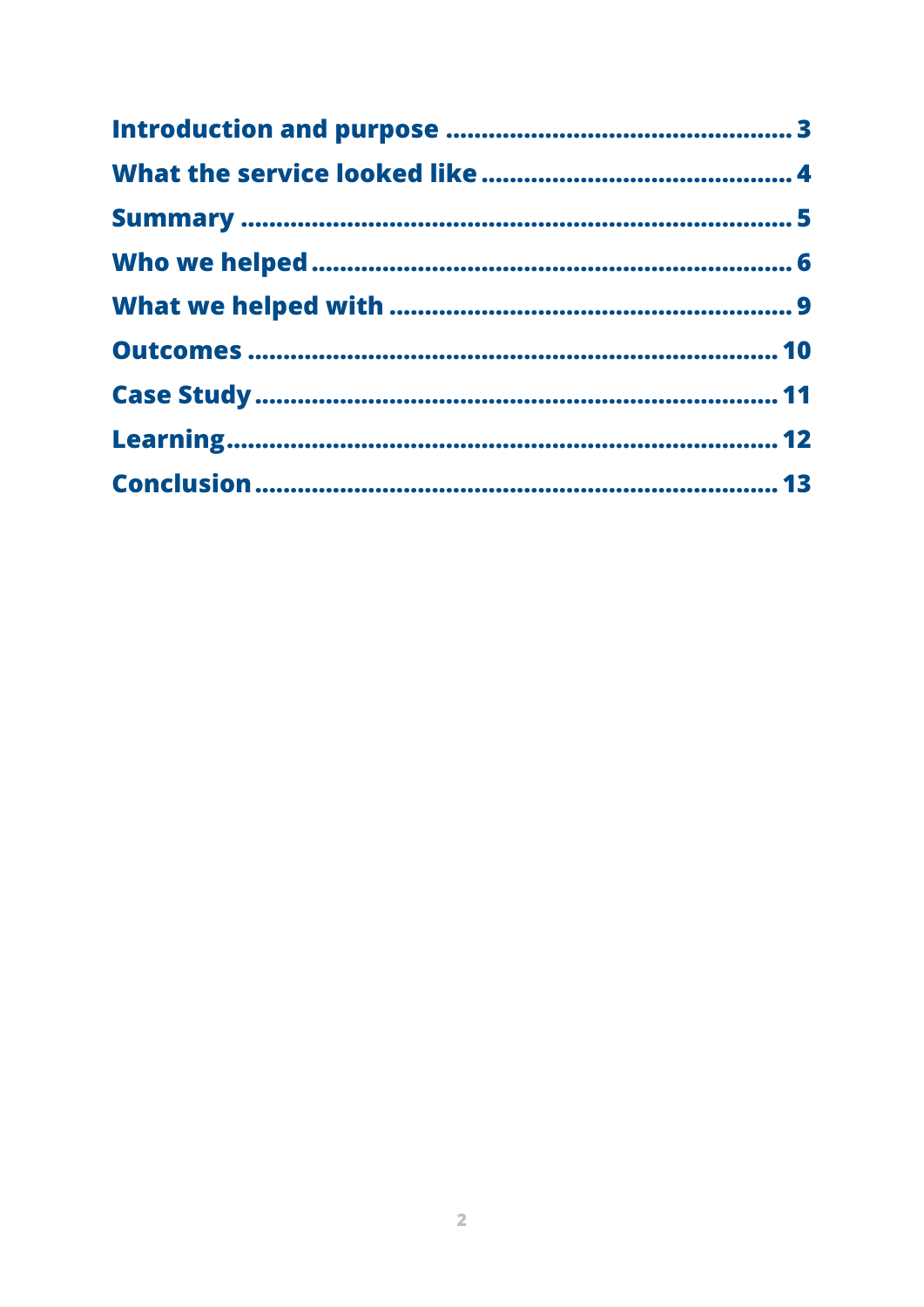Introduction and purpose ................................................ 3

What the service looked like ........................................... 4

Summary ........................................................................ 5

Who we helped ................................................................ 6

What we helped with ....................................................... 9

Outcomes ...................................................................... 10

Case Study .................................................................... 11

Learning ........................................................................ 12

Conclusion .................................................................... 13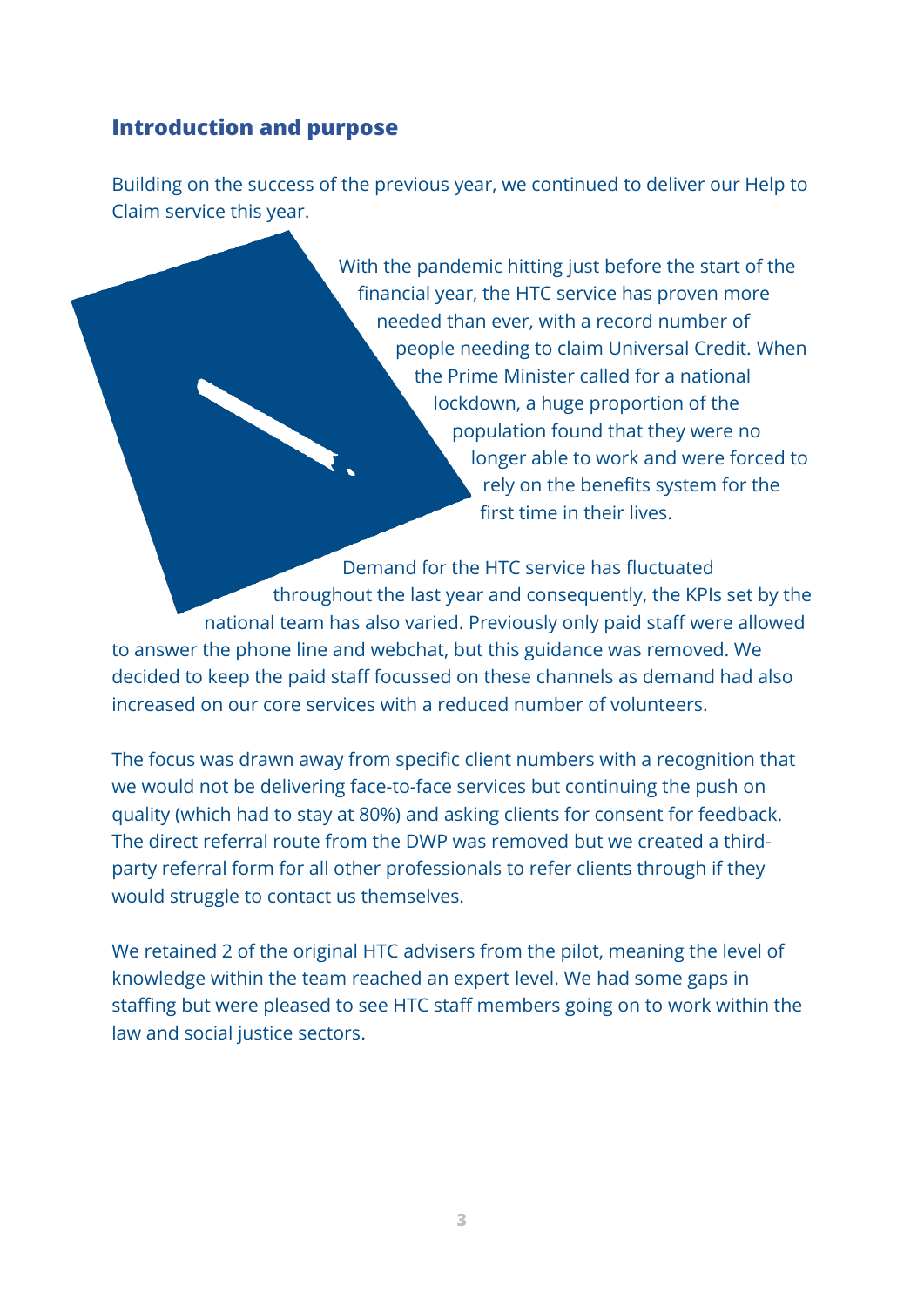## Introduction and purpose

Building on the success of the previous year, we continued to deliver our Help to Claim service this year.

With the pandemic hitting just before the start of the financial year, the HTC service has proven more needed than ever, with a record number of people needing to claim Universal Credit. When the Prime Minister called for a national lockdown, a huge proportion of the population found that they were no longer able to work and were forced to rely on the benefits system for the first time in their lives.

Demand for the HTC service has fluctuated throughout the last year and consequently, the KPIs set by the national team has also varied. Previously only paid staff were allowed to answer the phone line and webchat, but this guidance was removed. We decided to keep the paid staff focussed on these channels as demand had also increased on our core services with a reduced number of volunteers.

The focus was drawn away from specific client numbers with a recognition that we would not be delivering face-to-face services but continuing the push on quality (which had to stay at 80%) and asking clients for consent for feedback. The direct referral route from the DWP was removed but we created a third-party referral form for all other professionals to refer clients through if they would struggle to contact us themselves.

We retained 2 of the original HTC advisers from the pilot, meaning the level of knowledge within the team reached an expert level. We had some gaps in staffing but were pleased to see HTC staff members going on to work within the law and social justice sectors.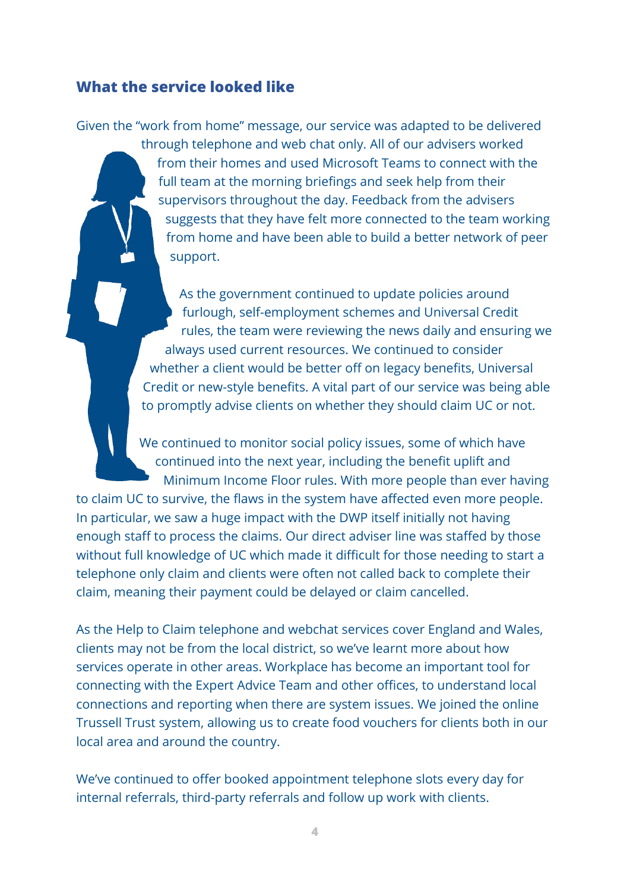## What the service looked like

Given the "work from home" message, our service was adapted to be delivered through telephone and web chat only. All of our advisers worked from their homes and used Microsoft Teams to connect with the full team at the morning briefings and seek help from their supervisors throughout the day. Feedback from the advisers suggests that they have felt more connected to the team working from home and have been able to build a better network of peer support.

As the government continued to update policies around furlough, self-employment schemes and Universal Credit rules, the team were reviewing the news daily and ensuring we always used current resources. We continued to consider whether a client would be better off on legacy benefits, Universal Credit or new-style benefits. A vital part of our service was being able to promptly advise clients on whether they should claim UC or not.

We continued to monitor social policy issues, some of which have continued into the next year, including the benefit uplift and Minimum Income Floor rules. With more people than ever having to claim UC to survive, the flaws in the system have affected even more people. In particular, we saw a huge impact with the DWP itself initially not having enough staff to process the claims. Our direct adviser line was staffed by those without full knowledge of UC which made it difficult for those needing to start a telephone only claim and clients were often not called back to complete their claim, meaning their payment could be delayed or claim cancelled.

As the Help to Claim telephone and webchat services cover England and Wales, clients may not be from the local district, so we've learnt more about how services operate in other areas. Workplace has become an important tool for connecting with the Expert Advice Team and other offices, to understand local connections and reporting when there are system issues. We joined the online Trussell Trust system, allowing us to create food vouchers for clients both in our local area and around the country.

We've continued to offer booked appointment telephone slots every day for internal referrals, third-party referrals and follow up work with clients.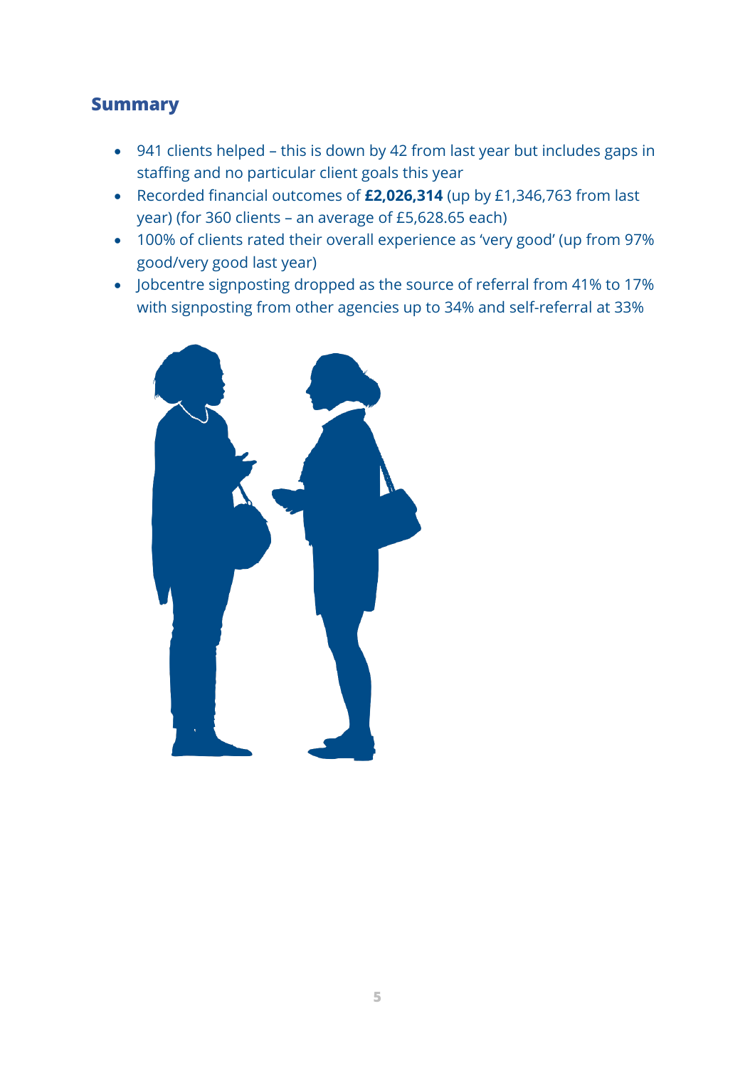## Summary

- 941 clients helped – this is down by 42 from last year but includes gaps in staffing and no particular client goals this year
- Recorded financial outcomes of **£2,026,314** (up by £1,346,763 from last year) (for 360 clients – an average of £5,628.65 each)
- 100% of clients rated their overall experience as 'very good' (up from 97% good/very good last year)
- Jobcentre signposting dropped as the source of referral from 41% to 17% with signposting from other agencies up to 34% and self-referral at 33%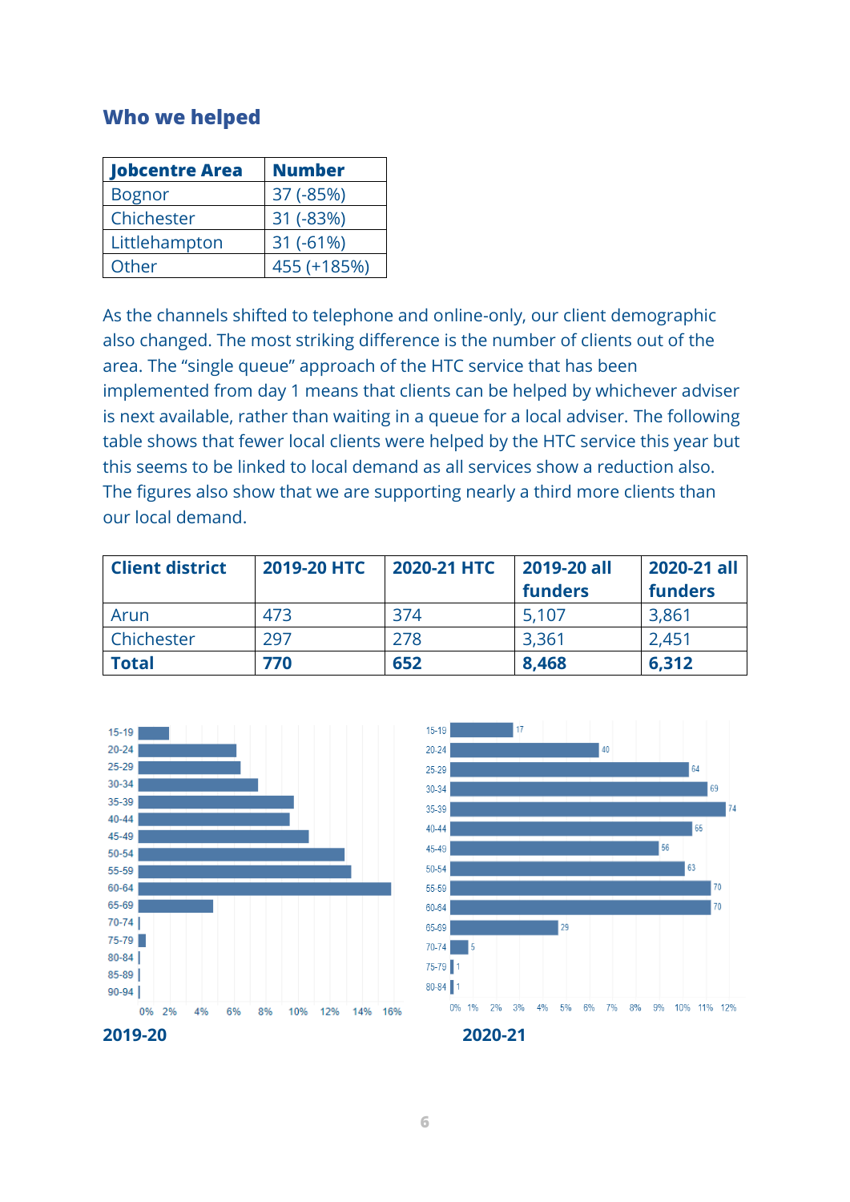## Who we helped

| Jobcentre Area | Number |
|---|---|
| Bognor | 37 (-85%) |
| Chichester | 31 (-83%) |
| Littlehampton | 31 (-61%) |
| Other | 455 (+185%) |

As the channels shifted to telephone and online-only, our client demographic also changed. The most striking difference is the number of clients out of the area. The "single queue" approach of the HTC service that has been implemented from day 1 means that clients can be helped by whichever adviser is next available, rather than waiting in a queue for a local adviser. The following table shows that fewer local clients were helped by the HTC service this year but this seems to be linked to local demand as all services show a reduction also. The figures also show that we are supporting nearly a third more clients than our local demand.

| Client district | 2019-20 HTC | 2020-21 HTC | 2019-20 all funders | 2020-21 all funders |
|---|---|---|---|---|
| Arun | 473 | 374 | 5,107 | 3,861 |
| Chichester | 297 | 278 | 3,361 | 2,451 |
| **Total** | **770** | **652** | **8,468** | **6,312** |

**2019-20**

**2020-21**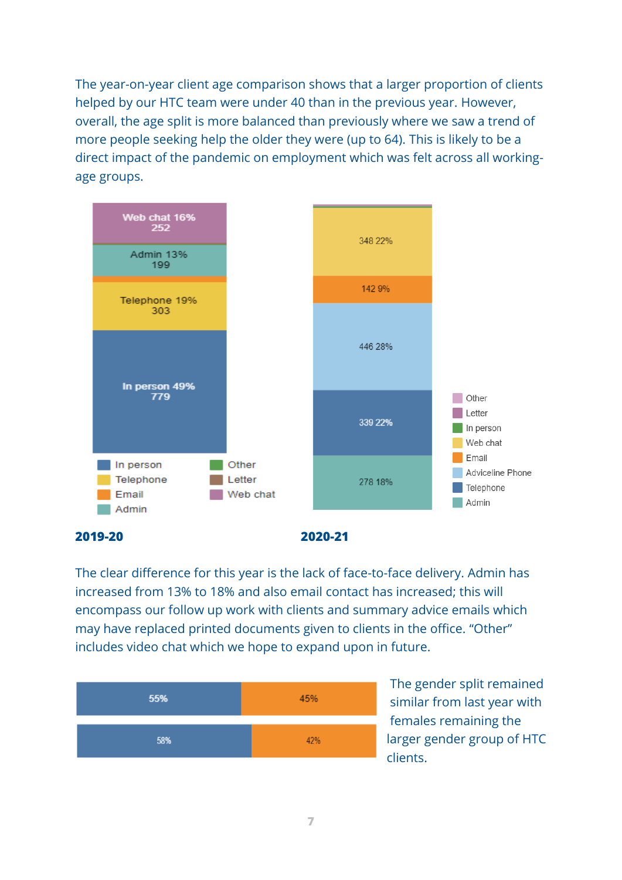The year-on-year client age comparison shows that a larger proportion of clients helped by our HTC team were under 40 than in the previous year. However, overall, the age split is more balanced than previously where we saw a trend of more people seeking help the older they were (up to 64). This is likely to be a direct impact of the pandemic on employment which was felt across all working-age groups.

Web chat 16%
252

Admin 13%
199

Telephone 19%
303

In person 49%
779

In person
Telephone
Email
Admin
Other
Letter
Web chat

348 22%

142 9%

446 28%

339 22%

278 18%

Other
Letter
In person
Web chat
Email
Adviceline Phone
Telephone
Admin

**2019-20**

**2020-21**

The clear difference for this year is the lack of face-to-face delivery. Admin has increased from 13% to 18% and also email contact has increased; this will encompass our follow up work with clients and summary advice emails which may have replaced printed documents given to clients in the office. "Other" includes video chat which we hope to expand upon in future.

55% | 45%

58% | 42%

The gender split remained similar from last year with females remaining the larger gender group of HTC clients.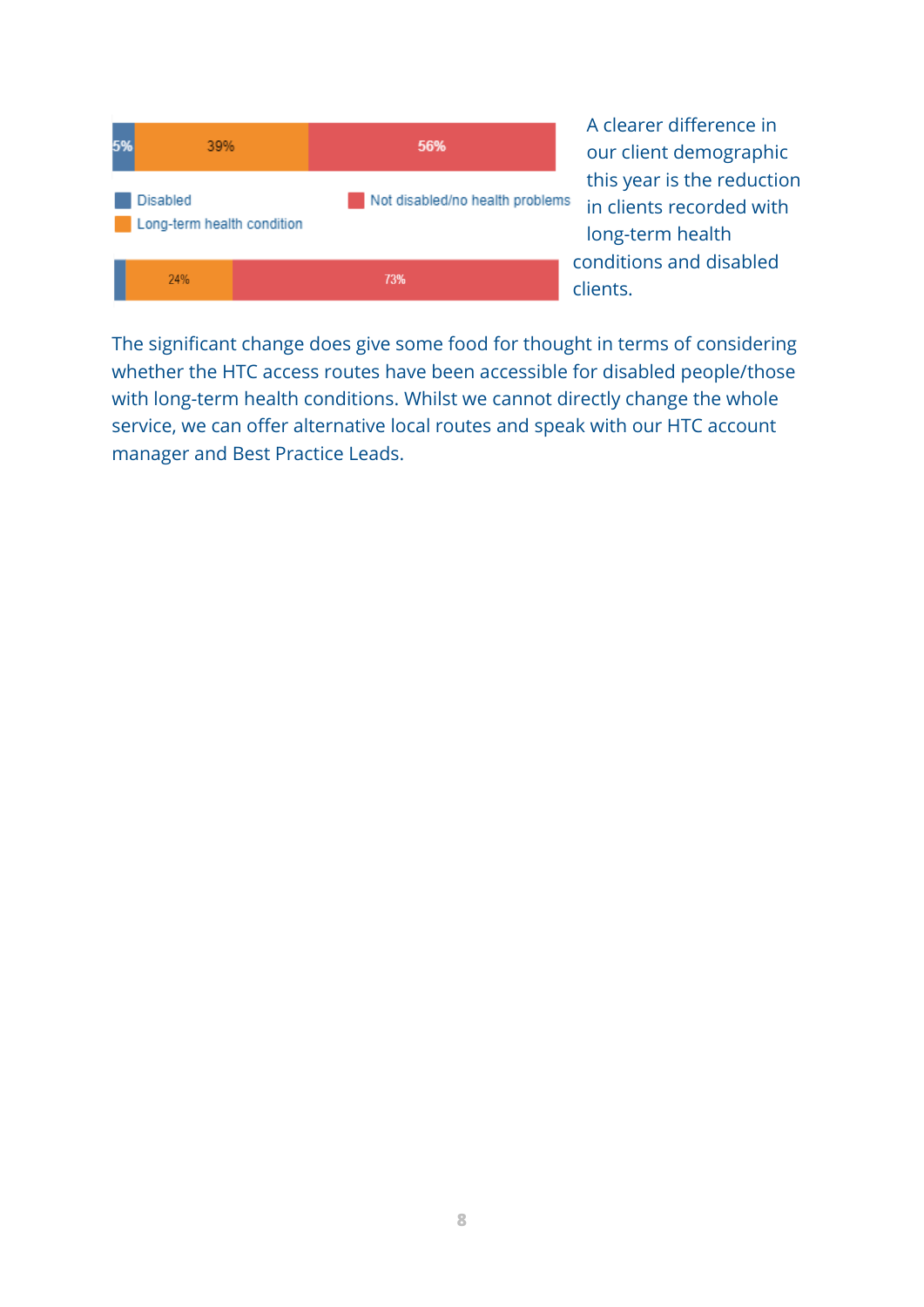| | Disabled | Long-term health condition | Not disabled/no health problems |
|---|---|---|---|
| Bar 1 | 5% | 39% | 56% |
| Bar 2 | | 24% | 73% |

A clearer difference in our client demographic this year is the reduction in clients recorded with long-term health conditions and disabled clients.

The significant change does give some food for thought in terms of considering whether the HTC access routes have been accessible for disabled people/those with long-term health conditions. Whilst we cannot directly change the whole service, we can offer alternative local routes and speak with our HTC account manager and Best Practice Leads.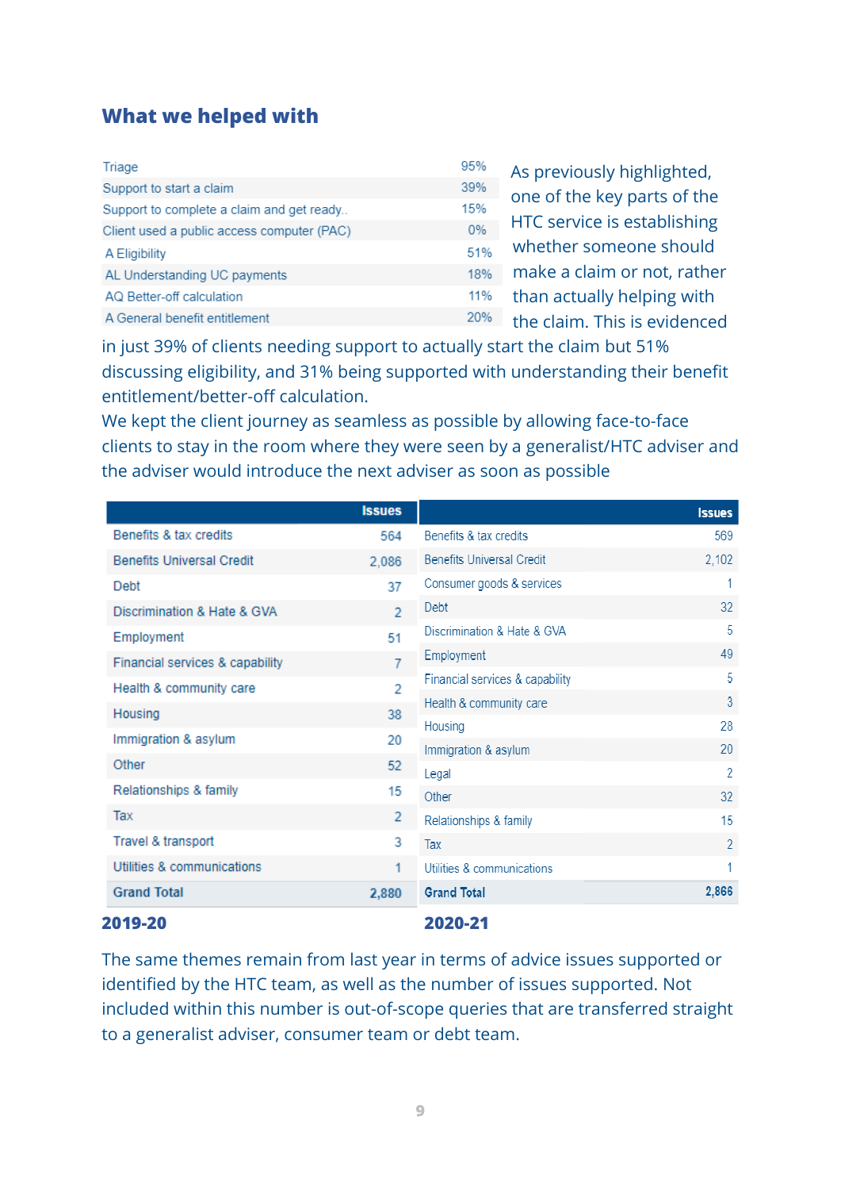## What we helped with

| | |
|---|---|
| Triage | 95% |
| Support to start a claim | 39% |
| Support to complete a claim and get ready.. | 15% |
| Client used a public access computer (PAC) | 0% |
| A Eligibility | 51% |
| AL Understanding UC payments | 18% |
| AQ Better-off calculation | 11% |
| A General benefit entitlement | 20% |

As previously highlighted, one of the key parts of the HTC service is establishing whether someone should make a claim or not, rather than actually helping with the claim. This is evidenced in just 39% of clients needing support to actually start the claim but 51% discussing eligibility, and 31% being supported with understanding their benefit entitlement/better-off calculation.

We kept the client journey as seamless as possible by allowing face-to-face clients to stay in the room where they were seen by a generalist/HTC adviser and the adviser would introduce the next adviser as soon as possible

| | Issues |
|---|---|
| Benefits & tax credits | 564 |
| Benefits Universal Credit | 2,086 |
| Debt | 37 |
| Discrimination & Hate & GVA | 2 |
| Employment | 51 |
| Financial services & capability | 7 |
| Health & community care | 2 |
| Housing | 38 |
| Immigration & asylum | 20 |
| Other | 52 |
| Relationships & family | 15 |
| Tax | 2 |
| Travel & transport | 3 |
| Utilities & communications | 1 |
| **Grand Total** | **2,880** |

**2019-20**

| | Issues |
|---|---|
| Benefits & tax credits | 569 |
| Benefits Universal Credit | 2,102 |
| Consumer goods & services | 1 |
| Debt | 32 |
| Discrimination & Hate & GVA | 5 |
| Employment | 49 |
| Financial services & capability | 5 |
| Health & community care | 3 |
| Housing | 28 |
| Immigration & asylum | 20 |
| Legal | 2 |
| Other | 32 |
| Relationships & family | 15 |
| Tax | 2 |
| Utilities & communications | 1 |
| **Grand Total** | **2,866** |

**2020-21**

The same themes remain from last year in terms of advice issues supported or identified by the HTC team, as well as the number of issues supported. Not included within this number is out-of-scope queries that are transferred straight to a generalist adviser, consumer team or debt team.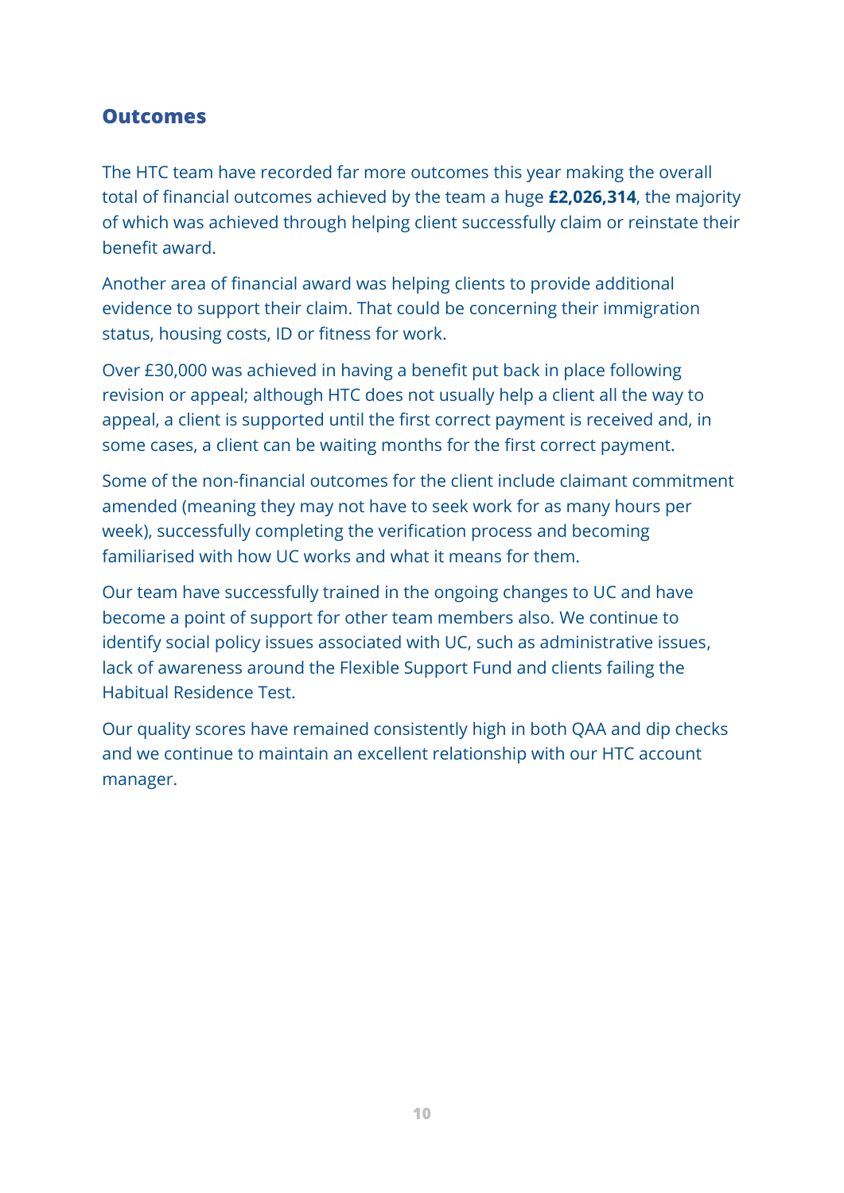## Outcomes

The HTC team have recorded far more outcomes this year making the overall total of financial outcomes achieved by the team a huge **£2,026,314**, the majority of which was achieved through helping client successfully claim or reinstate their benefit award.

Another area of financial award was helping clients to provide additional evidence to support their claim. That could be concerning their immigration status, housing costs, ID or fitness for work.

Over £30,000 was achieved in having a benefit put back in place following revision or appeal; although HTC does not usually help a client all the way to appeal, a client is supported until the first correct payment is received and, in some cases, a client can be waiting months for the first correct payment.

Some of the non-financial outcomes for the client include claimant commitment amended (meaning they may not have to seek work for as many hours per week), successfully completing the verification process and becoming familiarised with how UC works and what it means for them.

Our team have successfully trained in the ongoing changes to UC and have become a point of support for other team members also. We continue to identify social policy issues associated with UC, such as administrative issues, lack of awareness around the Flexible Support Fund and clients failing the Habitual Residence Test.

Our quality scores have remained consistently high in both QAA and dip checks and we continue to maintain an excellent relationship with our HTC account manager.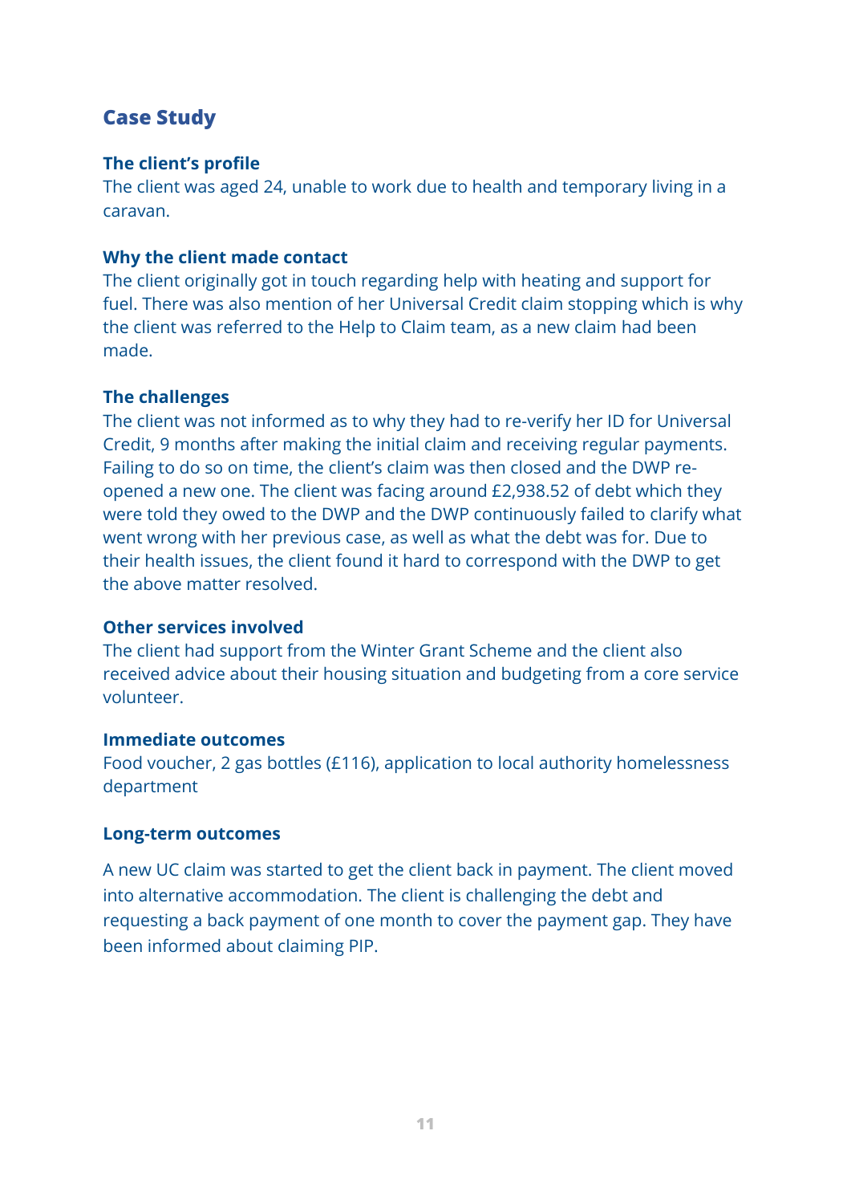## Case Study

### The client's profile

The client was aged 24, unable to work due to health and temporary living in a caravan.

### Why the client made contact

The client originally got in touch regarding help with heating and support for fuel. There was also mention of her Universal Credit claim stopping which is why the client was referred to the Help to Claim team, as a new claim had been made.

### The challenges

The client was not informed as to why they had to re-verify her ID for Universal Credit, 9 months after making the initial claim and receiving regular payments. Failing to do so on time, the client's claim was then closed and the DWP re-opened a new one. The client was facing around £2,938.52 of debt which they were told they owed to the DWP and the DWP continuously failed to clarify what went wrong with her previous case, as well as what the debt was for. Due to their health issues, the client found it hard to correspond with the DWP to get the above matter resolved.

### Other services involved

The client had support from the Winter Grant Scheme and the client also received advice about their housing situation and budgeting from a core service volunteer.

### Immediate outcomes

Food voucher, 2 gas bottles (£116), application to local authority homelessness department

### Long-term outcomes

A new UC claim was started to get the client back in payment. The client moved into alternative accommodation. The client is challenging the debt and requesting a back payment of one month to cover the payment gap. They have been informed about claiming PIP.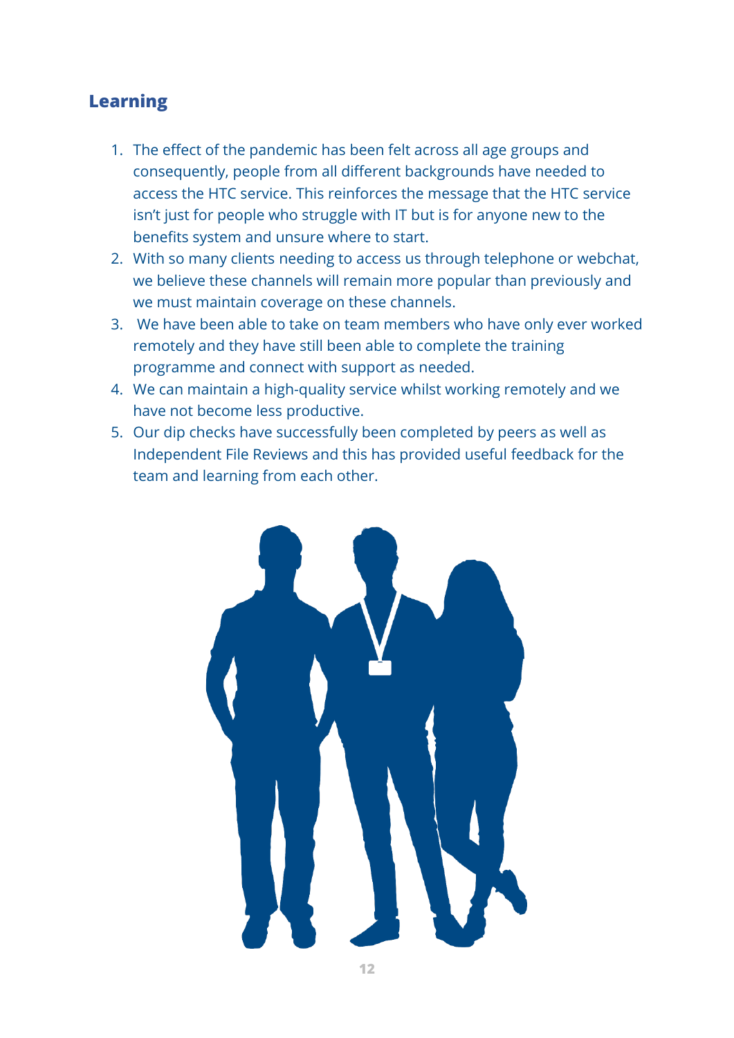## Learning

1. The effect of the pandemic has been felt across all age groups and consequently, people from all different backgrounds have needed to access the HTC service. This reinforces the message that the HTC service isn't just for people who struggle with IT but is for anyone new to the benefits system and unsure where to start.
2. With so many clients needing to access us through telephone or webchat, we believe these channels will remain more popular than previously and we must maintain coverage on these channels.
3. We have been able to take on team members who have only ever worked remotely and they have still been able to complete the training programme and connect with support as needed.
4. We can maintain a high-quality service whilst working remotely and we have not become less productive.
5. Our dip checks have successfully been completed by peers as well as Independent File Reviews and this has provided useful feedback for the team and learning from each other.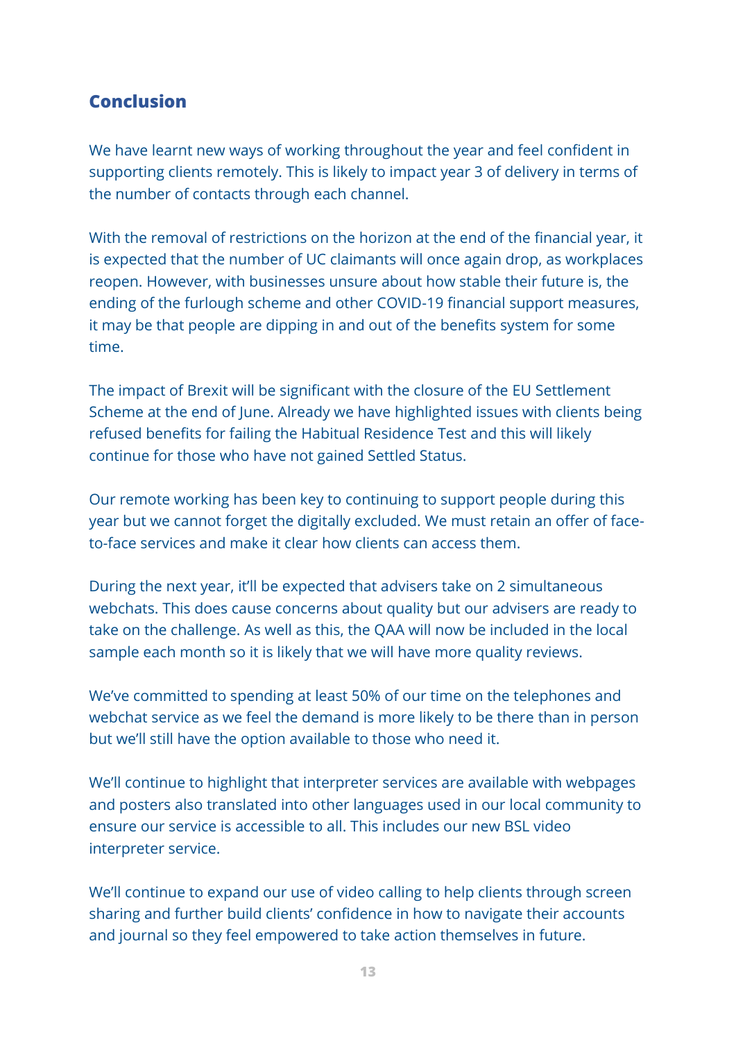## Conclusion

We have learnt new ways of working throughout the year and feel confident in supporting clients remotely. This is likely to impact year 3 of delivery in terms of the number of contacts through each channel.

With the removal of restrictions on the horizon at the end of the financial year, it is expected that the number of UC claimants will once again drop, as workplaces reopen. However, with businesses unsure about how stable their future is, the ending of the furlough scheme and other COVID-19 financial support measures, it may be that people are dipping in and out of the benefits system for some time.

The impact of Brexit will be significant with the closure of the EU Settlement Scheme at the end of June. Already we have highlighted issues with clients being refused benefits for failing the Habitual Residence Test and this will likely continue for those who have not gained Settled Status.

Our remote working has been key to continuing to support people during this year but we cannot forget the digitally excluded. We must retain an offer of face-to-face services and make it clear how clients can access them.

During the next year, it'll be expected that advisers take on 2 simultaneous webchats. This does cause concerns about quality but our advisers are ready to take on the challenge. As well as this, the QAA will now be included in the local sample each month so it is likely that we will have more quality reviews.

We've committed to spending at least 50% of our time on the telephones and webchat service as we feel the demand is more likely to be there than in person but we'll still have the option available to those who need it.

We'll continue to highlight that interpreter services are available with webpages and posters also translated into other languages used in our local community to ensure our service is accessible to all. This includes our new BSL video interpreter service.

We'll continue to expand our use of video calling to help clients through screen sharing and further build clients' confidence in how to navigate their accounts and journal so they feel empowered to take action themselves in future.